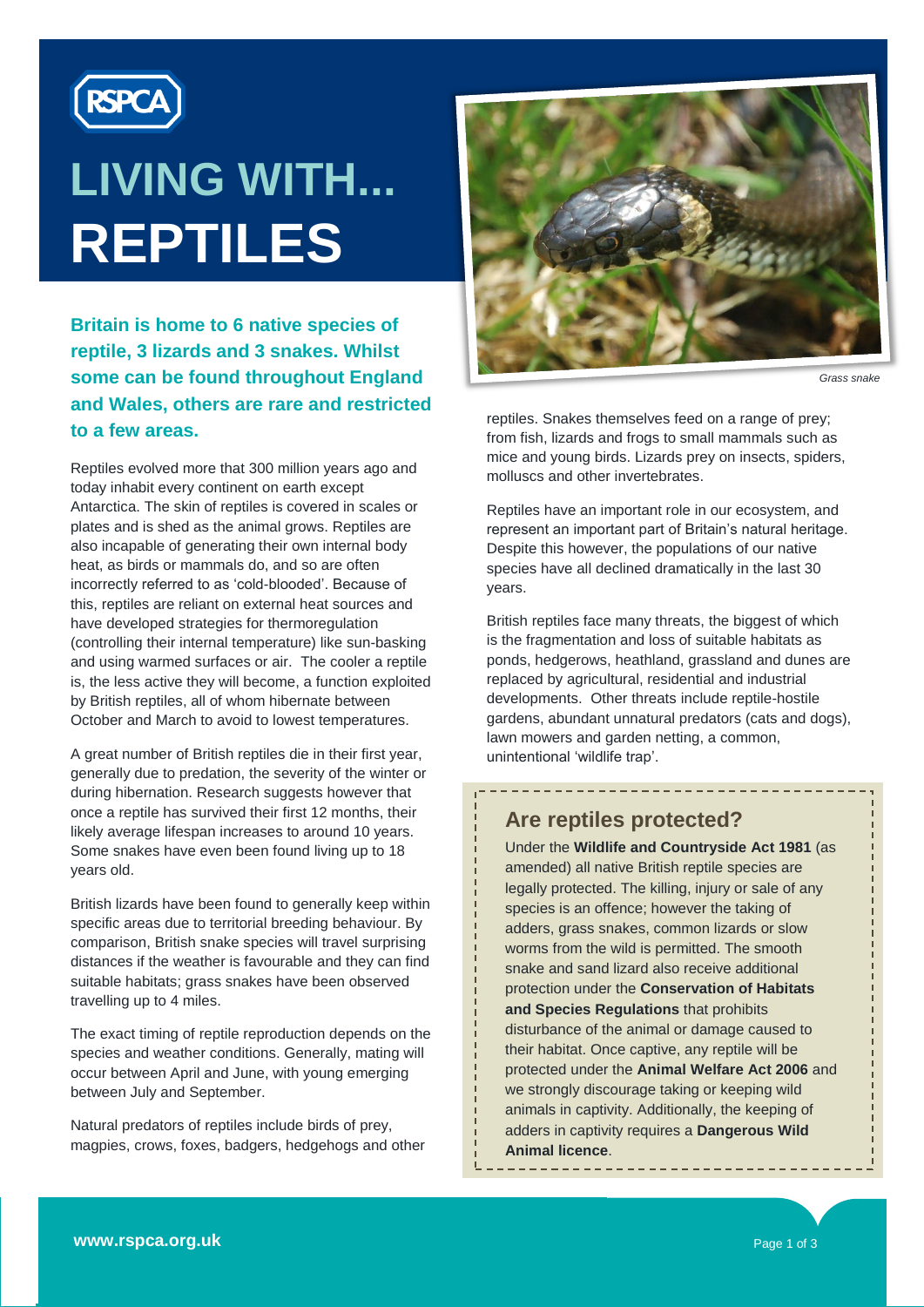# LIVING WITH... REPTILES

**Britain is home to 6 native species of reptile, 3 lizards and 3 snakes. Whilst some can be found throughout England and Wales, others are rare and restricted to a few areas.**

Reptiles evolved more that 300 million years ago and today inhabit every continent on earth except Antarctica. The skin of reptiles is covered in scales or plates and is shed as the animal grows. Reptiles are also incapable of generating their own internal body heat, as birds or mammals do, and so are often incorrectly referred to as 'cold-blooded'. Because of this, reptiles are reliant on external heat sources and have developed strategies for thermoregulation (controlling their internal temperature) like sun-basking and using warmed surfaces or air. The cooler a reptile is, the less active they will become, a function exploited by British reptiles, all of whom hibernate between October and March to avoid to lowest temperatures.

A great number of British reptiles die in their first year, generally due to predation, the severity of the winter or during hibernation. Research suggests however that once a reptile has survived their first 12 months, their likely average lifespan increases to around 10 years. Some snakes have even been found living up to 18 years old.

British lizards have been found to generally keep within specific areas due to territorial breeding behaviour. By comparison, British snake species will travel surprising distances if the weather is favourable and they can find suitable habitats; grass snakes have been observed travelling up to 4 miles.

The exact timing of reptile reproduction depends on the species and weather conditions. Generally, mating will occur between April and June, with young emerging between July and September.

Natural predators of reptiles include birds of prey, magpies, crows, foxes, badgers, hedgehogs and other reptiles. Snakes themselves feed on a range of prey; from fish, lizards and frogs to small mammals such as mice and young birds. Lizards prey on insects, spiders, molluscs and other invertebrates.

*Grass snake*

Reptiles have an important role in our ecosystem, and represent an important part of Britain's natural heritage. Despite this however, the populations of our native species have all declined dramatically in the last 30 years.

British reptiles face many threats, the biggest of which is the fragmentation and loss of suitable habitats as ponds, hedgerows, heathland, grassland and dunes are replaced by agricultural, residential and industrial developments. Other threats include reptile-hostile gardens, abundant unnatural predators (cats and dogs), lawn mowers and garden netting, a common, unintentional 'wildlife trap'.

## Are reptiles protected?

Under the **Wildlife and Countryside Act 1981** (as amended) all native British reptile species are legally protected. The killing, injury or sale of any species is an offence; however the taking of adders, grass snakes, common lizards or slow worms from the wild is permitted. The smooth snake and sand lizard also receive additional protection under the **Conservation of Habitats and Species Regulations** that prohibits disturbance of the animal or damage caused to their habitat. Once captive, any reptile will be protected under the **Animal Welfare Act 2006** and we strongly discourage taking or keeping wild animals in captivity. Additionally, the keeping of adders in captivity requires a **Dangerous Wild Animal licence**.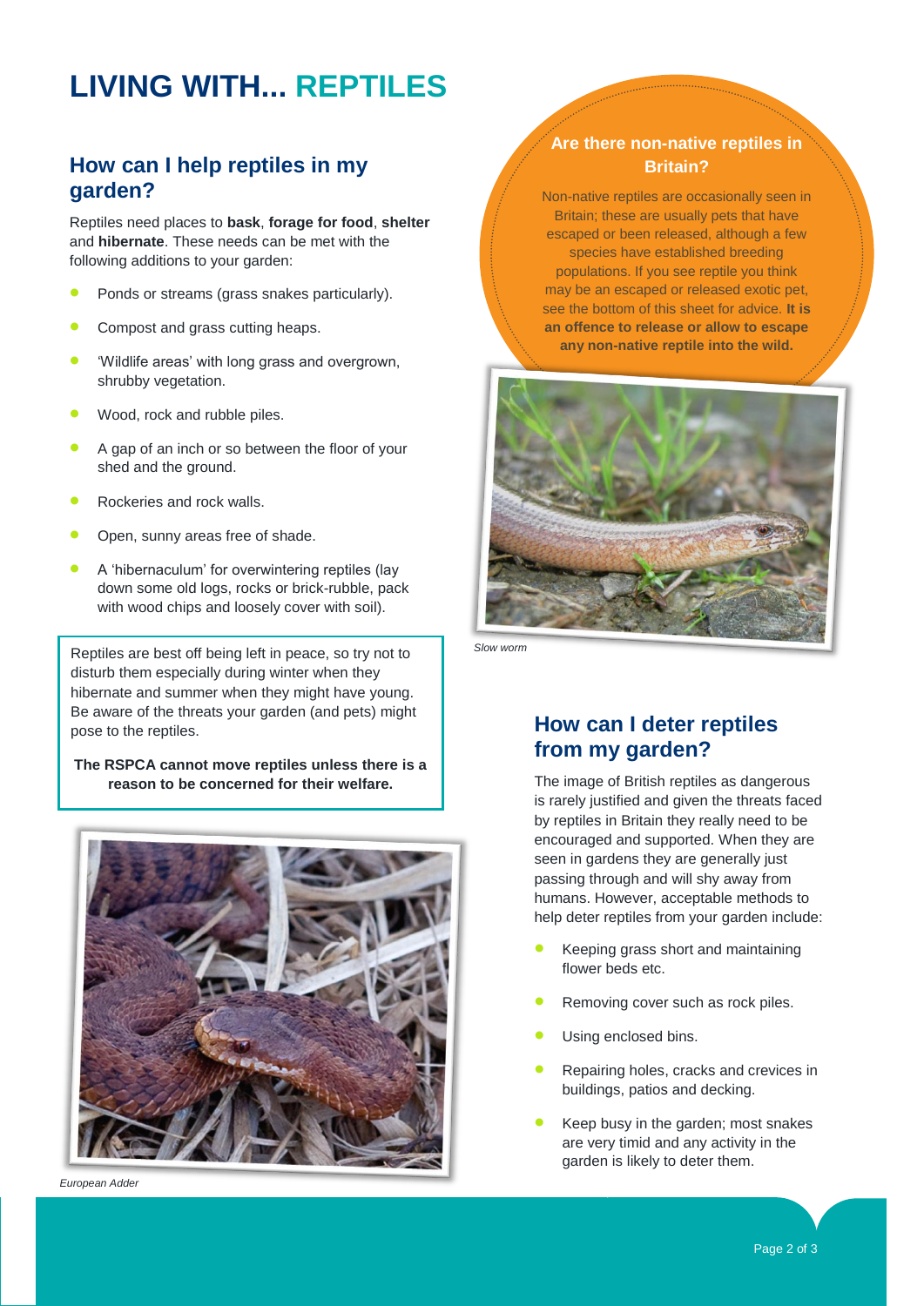# LIVING WITH... REPTILES

## How can I help reptiles in my garden?

Reptiles need places to **bask**, **forage for food**, **shelter** and **hibernate**. These needs can be met with the following additions to your garden:

- Ponds or streams (grass snakes particularly).
- Compost and grass cutting heaps.
- 'Wildlife areas' with long grass and overgrown, shrubby vegetation.
- Wood, rock and rubble piles.
- A gap of an inch or so between the floor of your shed and the ground.
- Rockeries and rock walls.
- Open, sunny areas free of shade.
- A 'hibernaculum' for overwintering reptiles (lay down some old logs, rocks or brick-rubble, pack with wood chips and loosely cover with soil).

Reptiles are best off being left in peace, so try not to disturb them especially during winter when they hibernate and summer when they might have young. Be aware of the threats your garden (and pets) might pose to the reptiles.

**The RSPCA cannot move reptiles unless there is a reason to be concerned for their welfare.**

*European Adder*

## Are there non-native reptiles in Britain?

Non-native reptiles are occasionally seen in Britain; these are usually pets that have escaped or been released, although a few species have established breeding populations. If you see reptile you think may be an escaped or released exotic pet, see the bottom of this sheet for advice. **It is an offence to release or allow to escape any non-native reptile into the wild.**

*Slow worm*

## How can I deter reptiles from my garden?

The image of British reptiles as dangerous is rarely justified and given the threats faced by reptiles in Britain they really need to be encouraged and supported. When they are seen in gardens they are generally just passing through and will shy away from humans. However, acceptable methods to help deter reptiles from your garden include:

- Keeping grass short and maintaining flower beds etc.
- Removing cover such as rock piles.
- Using enclosed bins.
- Repairing holes, cracks and crevices in buildings, patios and decking.
- Keep busy in the garden; most snakes are very timid and any activity in the garden is likely to deter them.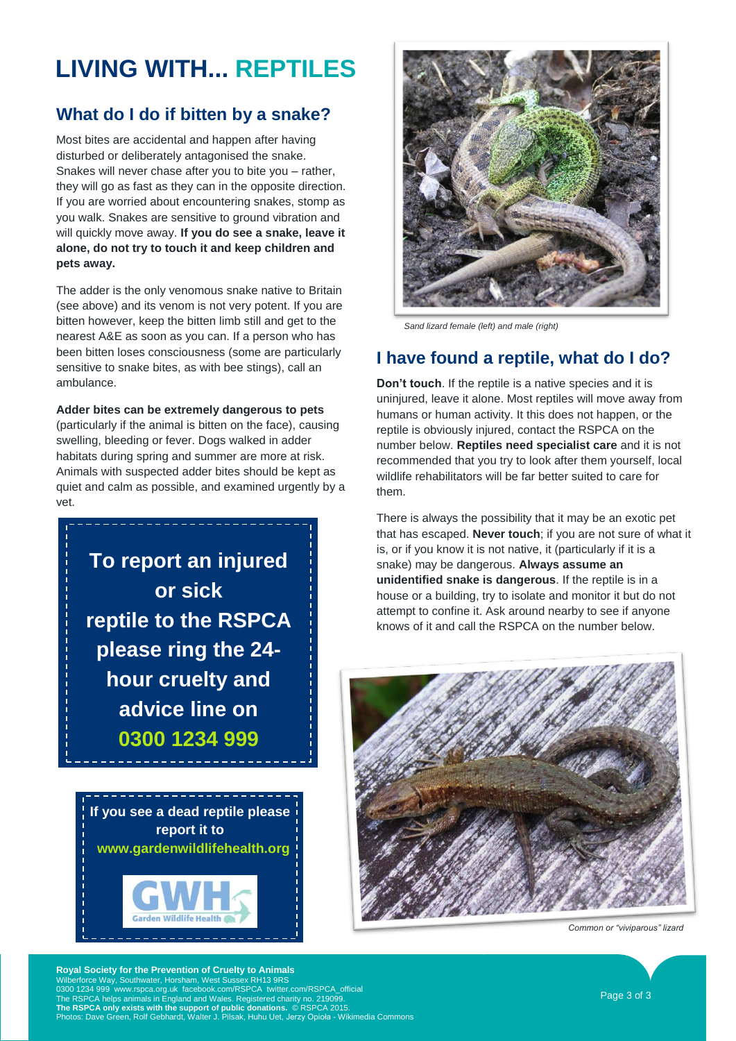# LIVING WITH... REPTILES

## What do I do if bitten by a snake?

Most bites are accidental and happen after having disturbed or deliberately antagonised the snake. Snakes will never chase after you to bite you – rather, they will go as fast as they can in the opposite direction. If you are worried about encountering snakes, stomp as you walk. Snakes are sensitive to ground vibration and will quickly move away. **If you do see a snake, leave it alone, do not try to touch it and keep children and pets away.**

The adder is the only venomous snake native to Britain (see above) and its venom is not very potent. If you are bitten however, keep the bitten limb still and get to the nearest A&E as soon as you can. If a person who has been bitten loses consciousness (some are particularly sensitive to snake bites, as with bee stings), call an ambulance.

**Adder bites can be extremely dangerous to pets** (particularly if the animal is bitten on the face), causing swelling, bleeding or fever. Dogs walked in adder habitats during spring and summer are more at risk. Animals with suspected adder bites should be kept as quiet and calm as possible, and examined urgently by a vet.

**To report an injured or sick reptile to the RSPCA please ring the 24-hour cruelty and advice line on 0300 1234 999**

**If you see a dead reptile please report it to www.gardenwildlifehealth.org**

GWH Garden Wildlife Health

*Sand lizard female (left) and male (right)*

## I have found a reptile, what do I do?

**Don't touch**. If the reptile is a native species and it is uninjured, leave it alone. Most reptiles will move away from humans or human activity. It this does not happen, or the reptile is obviously injured, contact the RSPCA on the number below. **Reptiles need specialist care** and it is not recommended that you try to look after them yourself, local wildlife rehabilitators will be far better suited to care for them.

There is always the possibility that it may be an exotic pet that has escaped. **Never touch**; if you are not sure of what it is, or if you know it is not native, it (particularly if it is a snake) may be dangerous. **Always assume an unidentified snake is dangerous**. If the reptile is in a house or a building, try to isolate and monitor it but do not attempt to confine it. Ask around nearby to see if anyone knows of it and call the RSPCA on the number below.

*Common or "viviparous" lizard*

**Royal Society for the Prevention of Cruelty to Animals**
Wilberforce Way, Southwater, Horsham, West Sussex RH13 9RS
0300 1234 999 www.rspca.org.uk facebook.com/RSPCA twitter.com/RSPCA_official
The RSPCA helps animals in England and Wales. Registered charity no. 219099.
**The RSPCA only exists with the support of public donations.** © RSPCA 2015.
Photos: Dave Green, Rolf Gebhardt, Walter J. Pilsak, Huhu Uet, Jerzy Opioła - Wikimedia Commons